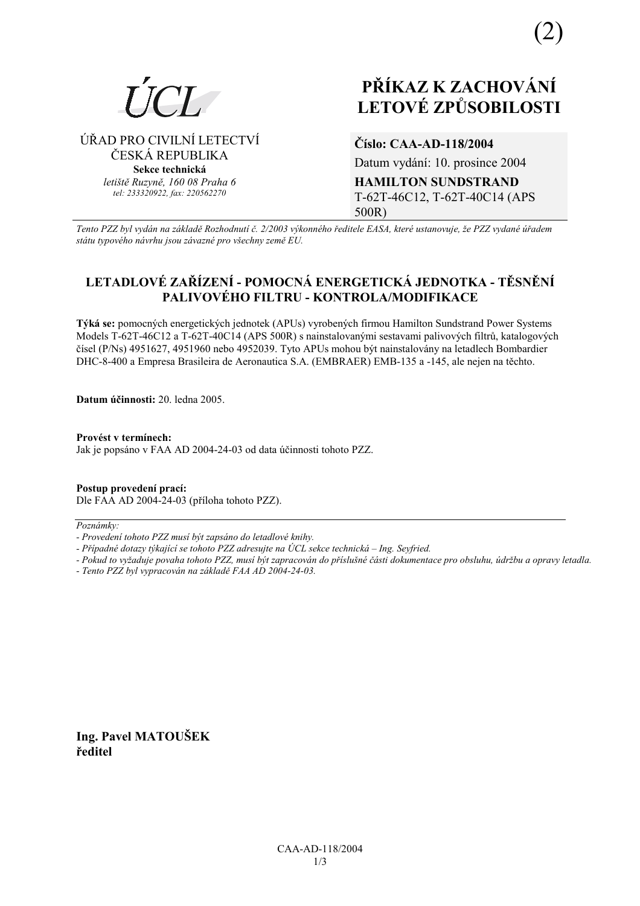(2)

ÚCL

ÚŘAD PRO CIVILNÍ LETECTVÍ
ČESKÁ REPUBLIKA
**Sekce technická**
*letiště Ruzyně, 160 08 Praha 6*
*tel: 233320922, fax: 220562270*

# PŘÍKAZ K ZACHOVÁNÍ LETOVÉ ZPŮSOBILOSTI

**Číslo: CAA-AD-118/2004**
Datum vydání: 10. prosince 2004
**HAMILTON SUNDSTRAND**
T-62T-46C12, T-62T-40C14 (APS 500R)

*Tento PZZ byl vydán na základě Rozhodnutí č. 2/2003 výkonného ředitele EASA, které ustanovuje, že PZZ vydané úřadem státu typového návrhu jsou závazné pro všechny země EU.*

## LETADLOVÉ ZAŘÍZENÍ - POMOCNÁ ENERGETICKÁ JEDNOTKA - TĚSNĚNÍ PALIVOVÉHO FILTRU - KONTROLA/MODIFIKACE

**Týká se:** pomocných energetických jednotek (APUs) vyrobených firmou Hamilton Sundstrand Power Systems Models T-62T-46C12 a T-62T-40C14 (APS 500R) s nainstalovanými sestavami palivových filtrů, katalogových čísel (P/Ns) 4951627, 4951960 nebo 4952039. Tyto APUs mohou být nainstalovány na letadlech Bombardier DHC-8-400 a Empresa Brasileira de Aeronautica S.A. (EMBRAER) EMB-135 a -145, ale nejen na těchto.

**Datum účinnosti:** 20. ledna 2005.

**Provést v termínech:**
Jak je popsáno v FAA AD 2004-24-03 od data účinnosti tohoto PZZ.

**Postup provedení prací:**
Dle FAA AD 2004-24-03 (příloha tohoto PZZ).

---

*Poznámky:*
*- Provedení tohoto PZZ musí být zapsáno do letadlové knihy.*
*- Případné dotazy týkající se tohoto PZZ adresujte na ÚCL sekce technická – Ing. Seyfried.*
*- Pokud to vyžaduje povaha tohoto PZZ, musí být zapracován do příslušné části dokumentace pro obsluhu, údržbu a opravy letadla.*
*- Tento PZZ byl vypracován na základě FAA AD 2004-24-03.*

**Ing. Pavel MATOUŠEK**
**ředitel**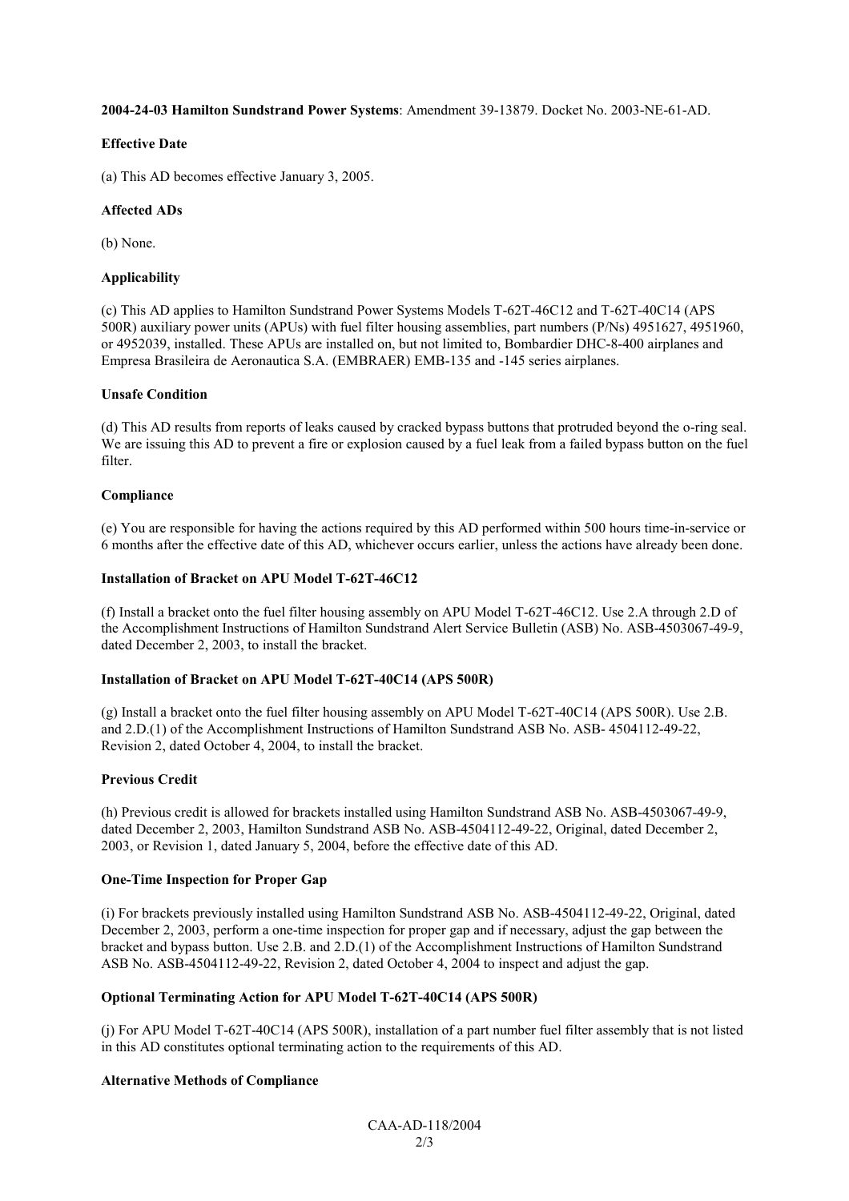**2004-24-03 Hamilton Sundstrand Power Systems**: Amendment 39-13879. Docket No. 2003-NE-61-AD.

**Effective Date**

(a) This AD becomes effective January 3, 2005.

**Affected ADs**

(b) None.

**Applicability**

(c) This AD applies to Hamilton Sundstrand Power Systems Models T-62T-46C12 and T-62T-40C14 (APS 500R) auxiliary power units (APUs) with fuel filter housing assemblies, part numbers (P/Ns) 4951627, 4951960, or 4952039, installed. These APUs are installed on, but not limited to, Bombardier DHC-8-400 airplanes and Empresa Brasileira de Aeronautica S.A. (EMBRAER) EMB-135 and -145 series airplanes.

**Unsafe Condition**

(d) This AD results from reports of leaks caused by cracked bypass buttons that protruded beyond the o-ring seal. We are issuing this AD to prevent a fire or explosion caused by a fuel leak from a failed bypass button on the fuel filter.

**Compliance**

(e) You are responsible for having the actions required by this AD performed within 500 hours time-in-service or 6 months after the effective date of this AD, whichever occurs earlier, unless the actions have already been done.

**Installation of Bracket on APU Model T-62T-46C12**

(f) Install a bracket onto the fuel filter housing assembly on APU Model T-62T-46C12. Use 2.A through 2.D of the Accomplishment Instructions of Hamilton Sundstrand Alert Service Bulletin (ASB) No. ASB-4503067-49-9, dated December 2, 2003, to install the bracket.

**Installation of Bracket on APU Model T-62T-40C14 (APS 500R)**

(g) Install a bracket onto the fuel filter housing assembly on APU Model T-62T-40C14 (APS 500R). Use 2.B. and 2.D.(1) of the Accomplishment Instructions of Hamilton Sundstrand ASB No. ASB- 4504112-49-22, Revision 2, dated October 4, 2004, to install the bracket.

**Previous Credit**

(h) Previous credit is allowed for brackets installed using Hamilton Sundstrand ASB No. ASB-4503067-49-9, dated December 2, 2003, Hamilton Sundstrand ASB No. ASB-4504112-49-22, Original, dated December 2, 2003, or Revision 1, dated January 5, 2004, before the effective date of this AD.

**One-Time Inspection for Proper Gap**

(i) For brackets previously installed using Hamilton Sundstrand ASB No. ASB-4504112-49-22, Original, dated December 2, 2003, perform a one-time inspection for proper gap and if necessary, adjust the gap between the bracket and bypass button. Use 2.B. and 2.D.(1) of the Accomplishment Instructions of Hamilton Sundstrand ASB No. ASB-4504112-49-22, Revision 2, dated October 4, 2004 to inspect and adjust the gap.

**Optional Terminating Action for APU Model T-62T-40C14 (APS 500R)**

(j) For APU Model T-62T-40C14 (APS 500R), installation of a part number fuel filter assembly that is not listed in this AD constitutes optional terminating action to the requirements of this AD.

**Alternative Methods of Compliance**

CAA-AD-118/2004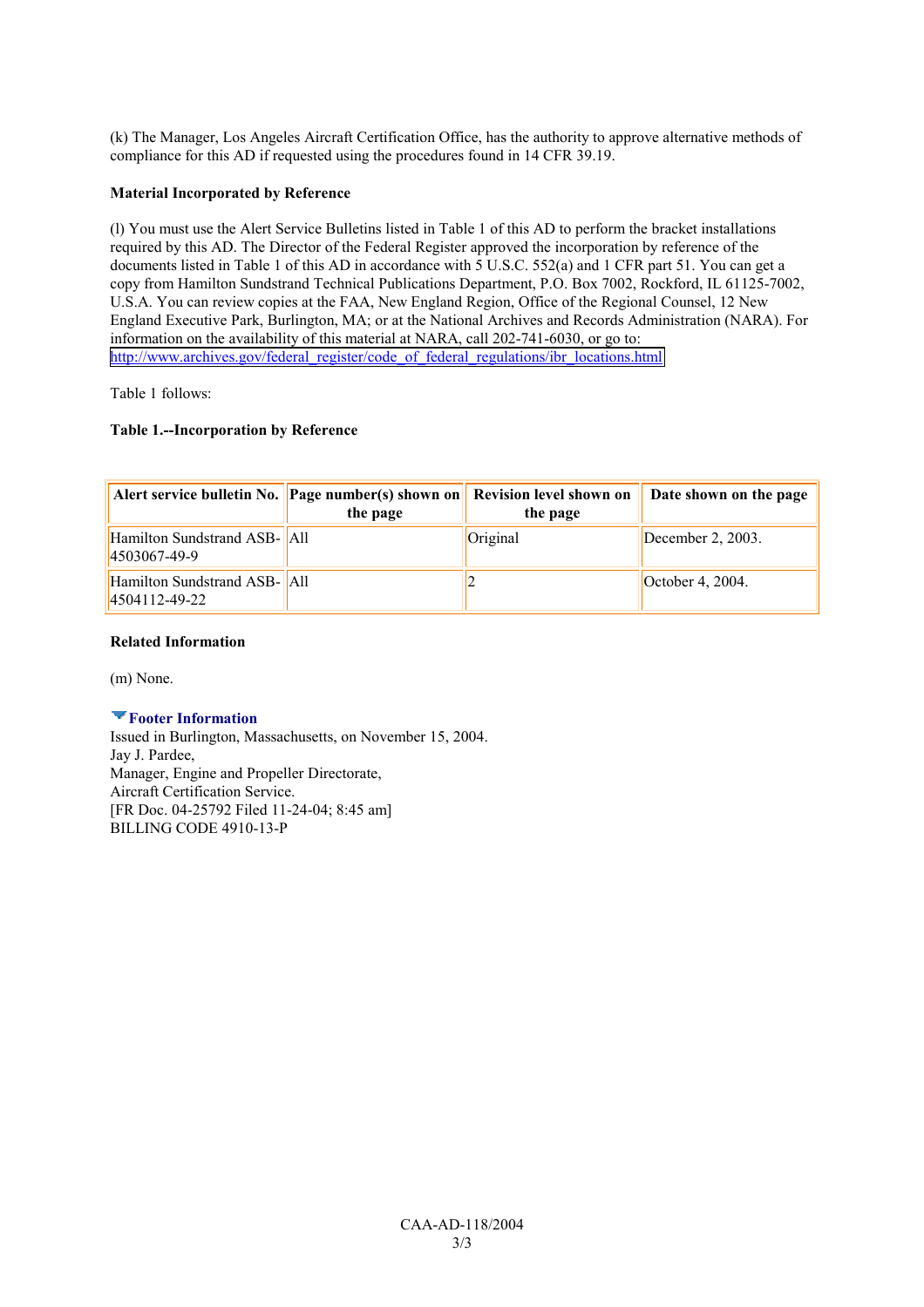(k) The Manager, Los Angeles Aircraft Certification Office, has the authority to approve alternative methods of compliance for this AD if requested using the procedures found in 14 CFR 39.19.

**Material Incorporated by Reference**

(l) You must use the Alert Service Bulletins listed in Table 1 of this AD to perform the bracket installations required by this AD. The Director of the Federal Register approved the incorporation by reference of the documents listed in Table 1 of this AD in accordance with 5 U.S.C. 552(a) and 1 CFR part 51. You can get a copy from Hamilton Sundstrand Technical Publications Department, P.O. Box 7002, Rockford, IL 61125-7002, U.S.A. You can review copies at the FAA, New England Region, Office of the Regional Counsel, 12 New England Executive Park, Burlington, MA; or at the National Archives and Records Administration (NARA). For information on the availability of this material at NARA, call 202-741-6030, or go to: http://www.archives.gov/federal_register/code_of_federal_regulations/ibr_locations.html

Table 1 follows:

**Table 1.--Incorporation by Reference**

| Alert service bulletin No. | Page number(s) shown on the page | Revision level shown on the page | Date shown on the page |
|---|---|---|---|
| Hamilton Sundstrand ASB-4503067-49-9 | All | Original | December 2, 2003. |
| Hamilton Sundstrand ASB-4504112-49-22 | All | 2 | October 4, 2004. |

**Related Information**

(m) None.

**Footer Information**

Issued in Burlington, Massachusetts, on November 15, 2004.
Jay J. Pardee,
Manager, Engine and Propeller Directorate,
Aircraft Certification Service.
[FR Doc. 04-25792 Filed 11-24-04; 8:45 am]
BILLING CODE 4910-13-P

CAA-AD-118/2004